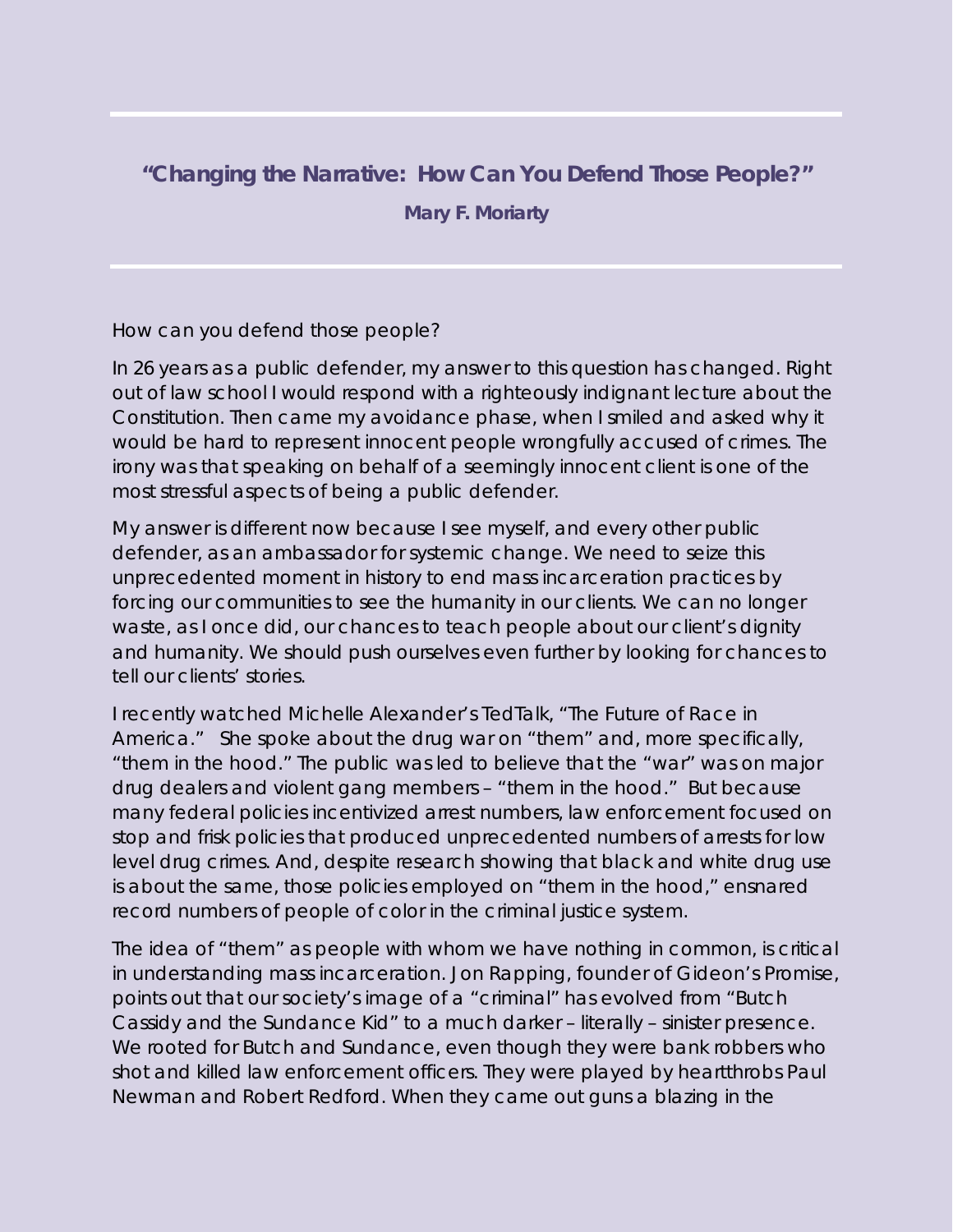## "Changing the Narrative: How Can You Defend Those People?"

**Mary F. Moriarty**

How can you defend those people?

In 26 years as a public defender, my answer to this question has changed. Right out of law school I would respond with a righteously indignant lecture about the Constitution. Then came my avoidance phase, when I smiled and asked why it would be hard to represent innocent people wrongfully accused of crimes. The irony was that speaking on behalf of a seemingly innocent client is one of the most stressful aspects of being a public defender.

My answer is different now because I see myself, and every other public defender, as an ambassador for systemic change. We need to seize this unprecedented moment in history to end mass incarceration practices by forcing our communities to see the humanity in our clients. We can no longer waste, as I once did, our chances to teach people about our client's dignity and humanity. We should push ourselves even further by looking for chances to tell our clients' stories.

I recently watched Michelle Alexander's TedTalk, "The Future of Race in America." She spoke about the drug war on "them" and, more specifically, "them in the hood." The public was led to believe that the "war" was on major drug dealers and violent gang members – "them in the hood." But because many federal policies incentivized arrest numbers, law enforcement focused on stop and frisk policies that produced unprecedented numbers of arrests for low level drug crimes. And, despite research showing that black and white drug use is about the same, those policies employed on "them in the hood," ensnared record numbers of people of color in the criminal justice system.

The idea of "them" as people with whom we have nothing in common, is critical in understanding mass incarceration. Jon Rapping, founder of Gideon's Promise, points out that our society's image of a "criminal" has evolved from "Butch Cassidy and the Sundance Kid" to a much darker – literally – sinister presence. We rooted for Butch and Sundance, even though they were bank robbers who shot and killed law enforcement officers. They were played by heartthrobs Paul Newman and Robert Redford. When they came out guns a blazing in the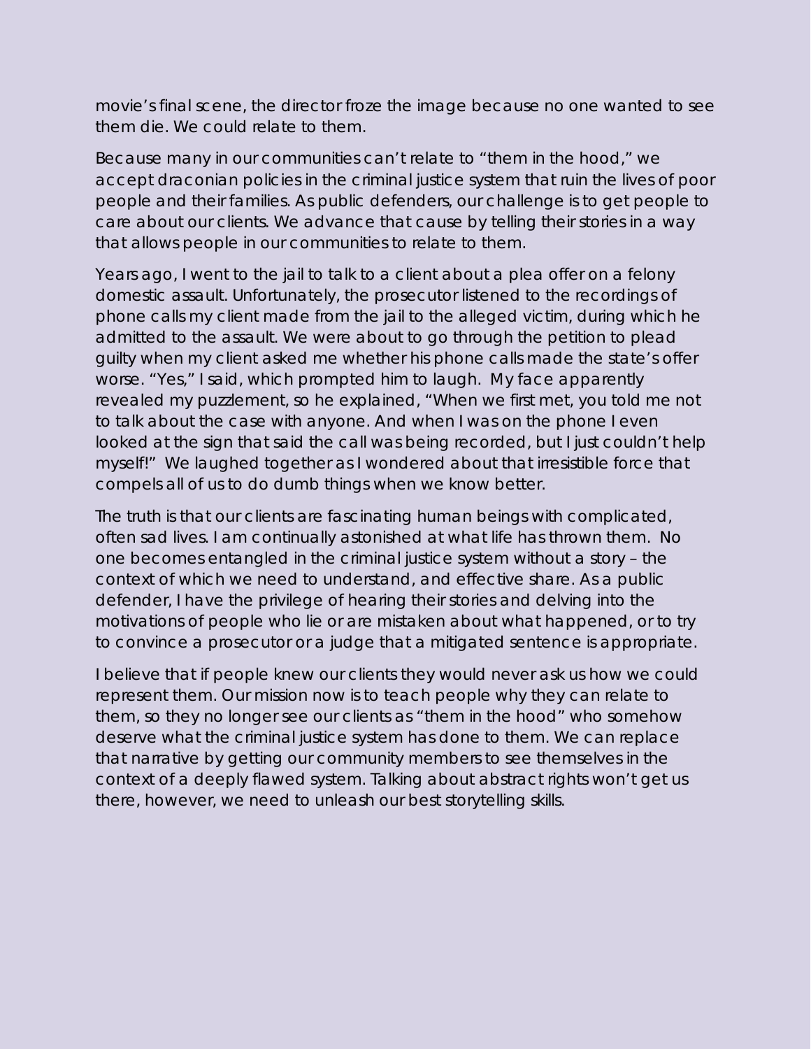movie's final scene, the director froze the image because no one wanted to see them die. We could relate to them.

Because many in our communities can't relate to "them in the hood," we accept draconian policies in the criminal justice system that ruin the lives of poor people and their families. As public defenders, our challenge is to get people to care about our clients. We advance that cause by telling their stories in a way that allows people in our communities to relate to them.

Years ago, I went to the jail to talk to a client about a plea offer on a felony domestic assault. Unfortunately, the prosecutor listened to the recordings of phone calls my client made from the jail to the alleged victim, during which he admitted to the assault. We were about to go through the petition to plead guilty when my client asked me whether his phone calls made the state's offer worse. "Yes," I said, which prompted him to laugh. My face apparently revealed my puzzlement, so he explained, "When we first met, you told me not to talk about the case with anyone. And when I was on the phone I even looked at the sign that said the call was being recorded, but I just couldn't help myself!" We laughed together as I wondered about that irresistible force that compels all of us to do dumb things when we know better.

The truth is that our clients are fascinating human beings with complicated, often sad lives. I am continually astonished at what life has thrown them. No one becomes entangled in the criminal justice system without a story – the context of which we need to understand, and effective share. As a public defender, I have the privilege of hearing their stories and delving into the motivations of people who lie or are mistaken about what happened, or to try to convince a prosecutor or a judge that a mitigated sentence is appropriate.

I believe that if people knew our clients they would never ask us how we could represent them. Our mission now is to teach people why they can relate to them, so they no longer see our clients as "them in the hood" who somehow deserve what the criminal justice system has done to them. We can replace that narrative by getting our community members to see themselves in the context of a deeply flawed system. Talking about abstract rights won't get us there, however, we need to unleash our best storytelling skills.